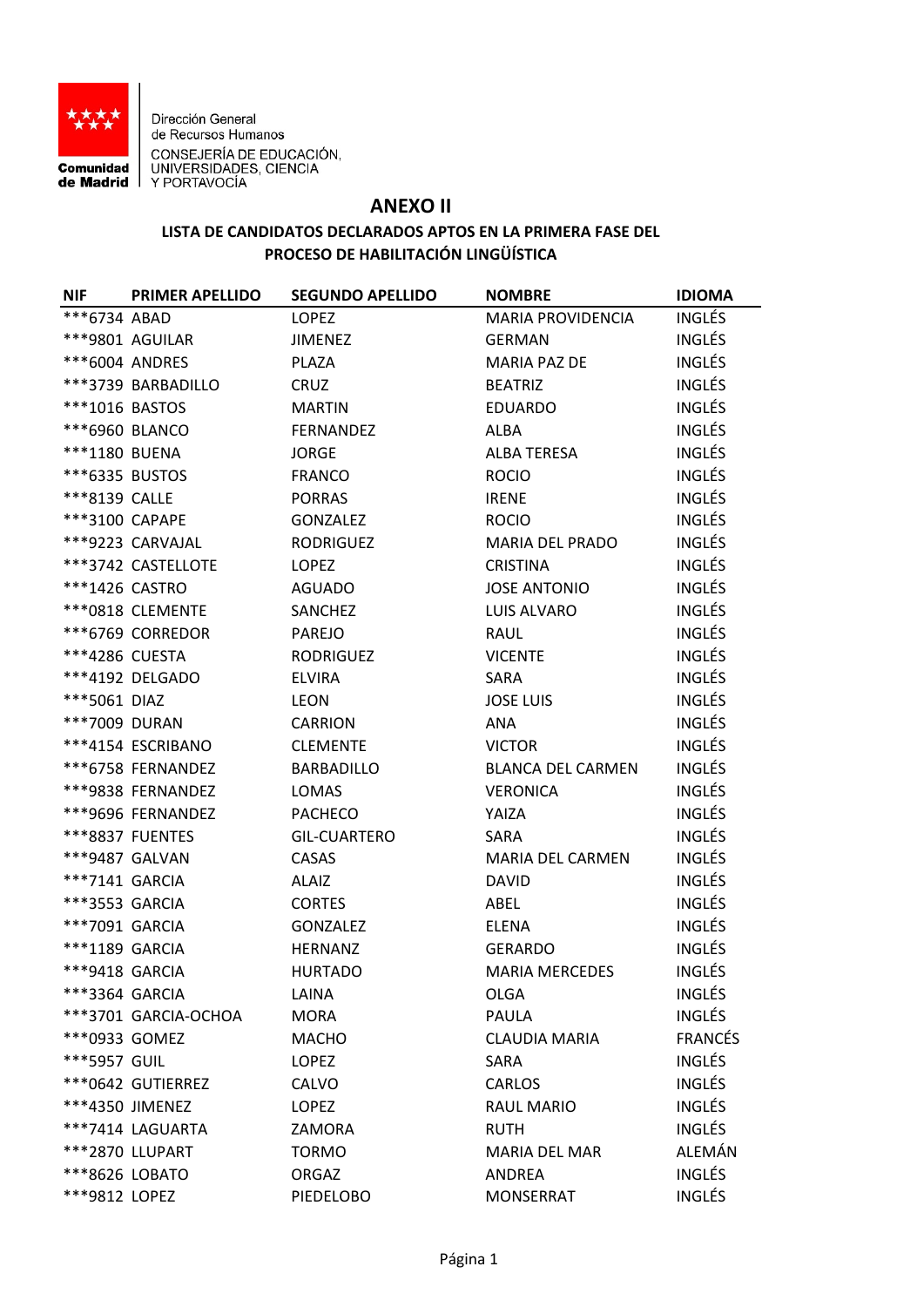Dirección General
de Recursos Humanos
CONSEJERÍA DE EDUCACIÓN,
UNIVERSIDADES, CIENCIA
Y PORTAVOCÍA

# ANEXO II

## LISTA DE CANDIDATOS DECLARADOS APTOS EN LA PRIMERA FASE DEL PROCESO DE HABILITACIÓN LINGÜÍSTICA

| NIF | PRIMER APELLIDO | SEGUNDO APELLIDO | NOMBRE | IDIOMA |
|---|---|---|---|---|
| ***6734 | ABAD | LOPEZ | MARIA PROVIDENCIA | INGLÉS |
| ***9801 | AGUILAR | JIMENEZ | GERMAN | INGLÉS |
| ***6004 | ANDRES | PLAZA | MARIA PAZ DE | INGLÉS |
| ***3739 | BARBADILLO | CRUZ | BEATRIZ | INGLÉS |
| ***1016 | BASTOS | MARTIN | EDUARDO | INGLÉS |
| ***6960 | BLANCO | FERNANDEZ | ALBA | INGLÉS |
| ***1180 | BUENA | JORGE | ALBA TERESA | INGLÉS |
| ***6335 | BUSTOS | FRANCO | ROCIO | INGLÉS |
| ***8139 | CALLE | PORRAS | IRENE | INGLÉS |
| ***3100 | CAPAPE | GONZALEZ | ROCIO | INGLÉS |
| ***9223 | CARVAJAL | RODRIGUEZ | MARIA DEL PRADO | INGLÉS |
| ***3742 | CASTELLOTE | LOPEZ | CRISTINA | INGLÉS |
| ***1426 | CASTRO | AGUADO | JOSE ANTONIO | INGLÉS |
| ***0818 | CLEMENTE | SANCHEZ | LUIS ALVARO | INGLÉS |
| ***6769 | CORREDOR | PAREJO | RAUL | INGLÉS |
| ***4286 | CUESTA | RODRIGUEZ | VICENTE | INGLÉS |
| ***4192 | DELGADO | ELVIRA | SARA | INGLÉS |
| ***5061 | DIAZ | LEON | JOSE LUIS | INGLÉS |
| ***7009 | DURAN | CARRION | ANA | INGLÉS |
| ***4154 | ESCRIBANO | CLEMENTE | VICTOR | INGLÉS |
| ***6758 | FERNANDEZ | BARBADILLO | BLANCA DEL CARMEN | INGLÉS |
| ***9838 | FERNANDEZ | LOMAS | VERONICA | INGLÉS |
| ***9696 | FERNANDEZ | PACHECO | YAIZA | INGLÉS |
| ***8837 | FUENTES | GIL-CUARTERO | SARA | INGLÉS |
| ***9487 | GALVAN | CASAS | MARIA DEL CARMEN | INGLÉS |
| ***7141 | GARCIA | ALAIZ | DAVID | INGLÉS |
| ***3553 | GARCIA | CORTES | ABEL | INGLÉS |
| ***7091 | GARCIA | GONZALEZ | ELENA | INGLÉS |
| ***1189 | GARCIA | HERNANZ | GERARDO | INGLÉS |
| ***9418 | GARCIA | HURTADO | MARIA MERCEDES | INGLÉS |
| ***3364 | GARCIA | LAINA | OLGA | INGLÉS |
| ***3701 | GARCIA-OCHOA | MORA | PAULA | INGLÉS |
| ***0933 | GOMEZ | MACHO | CLAUDIA MARIA | FRANCÉS |
| ***5957 | GUIL | LOPEZ | SARA | INGLÉS |
| ***0642 | GUTIERREZ | CALVO | CARLOS | INGLÉS |
| ***4350 | JIMENEZ | LOPEZ | RAUL MARIO | INGLÉS |
| ***7414 | LAGUARTA | ZAMORA | RUTH | INGLÉS |
| ***2870 | LLUPART | TORMO | MARIA DEL MAR | ALEMÁN |
| ***8626 | LOBATO | ORGAZ | ANDREA | INGLÉS |
| ***9812 | LOPEZ | PIEDELOBO | MONSERRAT | INGLÉS |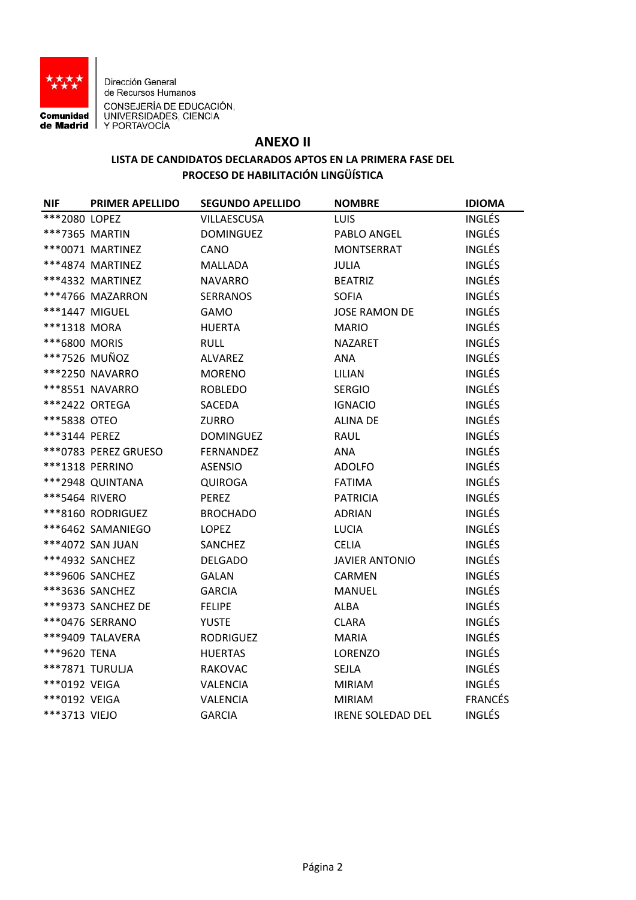Dirección General
de Recursos Humanos
CONSEJERÍA DE EDUCACIÓN,
UNIVERSIDADES, CIENCIA
Y PORTAVOCÍA

## ANEXO II

### LISTA DE CANDIDATOS DECLARADOS APTOS EN LA PRIMERA FASE DEL PROCESO DE HABILITACIÓN LINGÜÍSTICA

| NIF | PRIMER APELLIDO | SEGUNDO APELLIDO | NOMBRE | IDIOMA |
|---|---|---|---|---|
| ***2080 | LOPEZ | VILLAESCUSA | LUIS | INGLÉS |
| ***7365 | MARTIN | DOMINGUEZ | PABLO ANGEL | INGLÉS |
| ***0071 | MARTINEZ | CANO | MONTSERRAT | INGLÉS |
| ***4874 | MARTINEZ | MALLADA | JULIA | INGLÉS |
| ***4332 | MARTINEZ | NAVARRO | BEATRIZ | INGLÉS |
| ***4766 | MAZARRON | SERRANOS | SOFIA | INGLÉS |
| ***1447 | MIGUEL | GAMO | JOSE RAMON DE | INGLÉS |
| ***1318 | MORA | HUERTA | MARIO | INGLÉS |
| ***6800 | MORIS | RULL | NAZARET | INGLÉS |
| ***7526 | MUÑOZ | ALVAREZ | ANA | INGLÉS |
| ***2250 | NAVARRO | MORENO | LILIAN | INGLÉS |
| ***8551 | NAVARRO | ROBLEDO | SERGIO | INGLÉS |
| ***2422 | ORTEGA | SACEDA | IGNACIO | INGLÉS |
| ***5838 | OTEO | ZURRO | ALINA DE | INGLÉS |
| ***3144 | PEREZ | DOMINGUEZ | RAUL | INGLÉS |
| ***0783 | PEREZ GRUESO | FERNANDEZ | ANA | INGLÉS |
| ***1318 | PERRINO | ASENSIO | ADOLFO | INGLÉS |
| ***2948 | QUINTANA | QUIROGA | FATIMA | INGLÉS |
| ***5464 | RIVERO | PEREZ | PATRICIA | INGLÉS |
| ***8160 | RODRIGUEZ | BROCHADO | ADRIAN | INGLÉS |
| ***6462 | SAMANIEGO | LOPEZ | LUCIA | INGLÉS |
| ***4072 | SAN JUAN | SANCHEZ | CELIA | INGLÉS |
| ***4932 | SANCHEZ | DELGADO | JAVIER ANTONIO | INGLÉS |
| ***9606 | SANCHEZ | GALAN | CARMEN | INGLÉS |
| ***3636 | SANCHEZ | GARCIA | MANUEL | INGLÉS |
| ***9373 | SANCHEZ DE | FELIPE | ALBA | INGLÉS |
| ***0476 | SERRANO | YUSTE | CLARA | INGLÉS |
| ***9409 | TALAVERA | RODRIGUEZ | MARIA | INGLÉS |
| ***9620 | TENA | HUERTAS | LORENZO | INGLÉS |
| ***7871 | TURULJA | RAKOVAC | SEJLA | INGLÉS |
| ***0192 | VEIGA | VALENCIA | MIRIAM | INGLÉS |
| ***0192 | VEIGA | VALENCIA | MIRIAM | FRANCÉS |
| ***3713 | VIEJO | GARCIA | IRENE SOLEDAD DEL | INGLÉS |